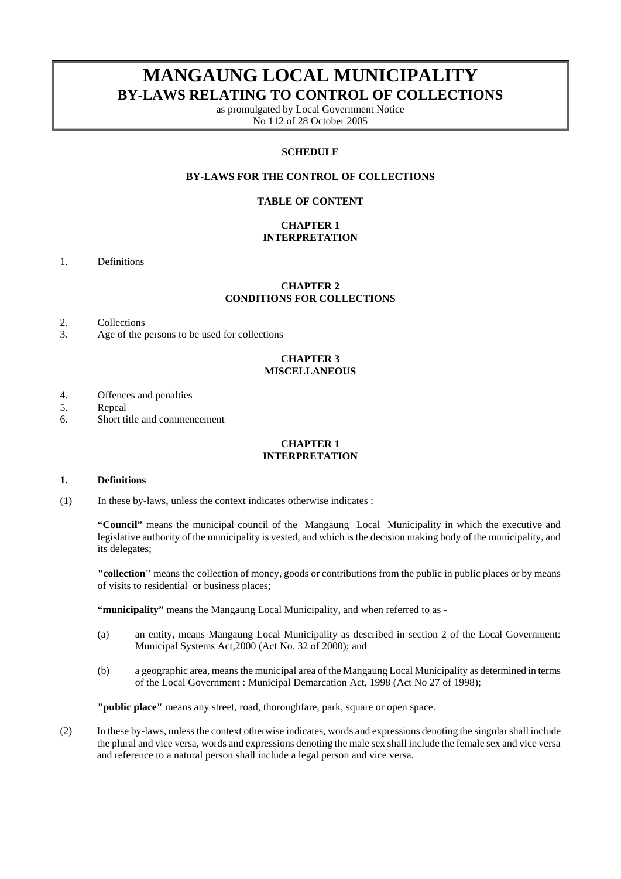# MANGAUNG LOCAL MUNICIPALITY

## BY-LAWS RELATING TO CONTROL OF COLLECTIONS

as promulgated by Local Government Notice
No 112 of 28 October 2005

**SCHEDULE**

**BY-LAWS FOR THE CONTROL OF COLLECTIONS**

**TABLE OF CONTENT**

**CHAPTER 1**
**INTERPRETATION**

1. Definitions

**CHAPTER 2**
**CONDITIONS FOR COLLECTIONS**

2. Collections
3. Age of the persons to be used for collections

**CHAPTER 3**
**MISCELLANEOUS**

4. Offences and penalties
5. Repeal
6. Short title and commencement

### CHAPTER 1
### INTERPRETATION

**1. Definitions**

(1) In these by-laws, unless the context indicates otherwise indicates :

**"Council"** means the municipal council of the Mangaung Local Municipality in which the executive and legislative authority of the municipality is vested, and which is the decision making body of the municipality, and its delegates;

**"collection"** means the collection of money, goods or contributions from the public in public places or by means of visits to residential or business places;

**"municipality"** means the Mangaung Local Municipality, and when referred to as -

(a) an entity, means Mangaung Local Municipality as described in section 2 of the Local Government: Municipal Systems Act,2000 (Act No. 32 of 2000); and

(b) a geographic area, means the municipal area of the Mangaung Local Municipality as determined in terms of the Local Government : Municipal Demarcation Act, 1998 (Act No 27 of 1998);

**"public place"** means any street, road, thoroughfare, park, square or open space.

(2) In these by-laws, unless the context otherwise indicates, words and expressions denoting the singular shall include the plural and vice versa, words and expressions denoting the male sex shall include the female sex and vice versa and reference to a natural person shall include a legal person and vice versa.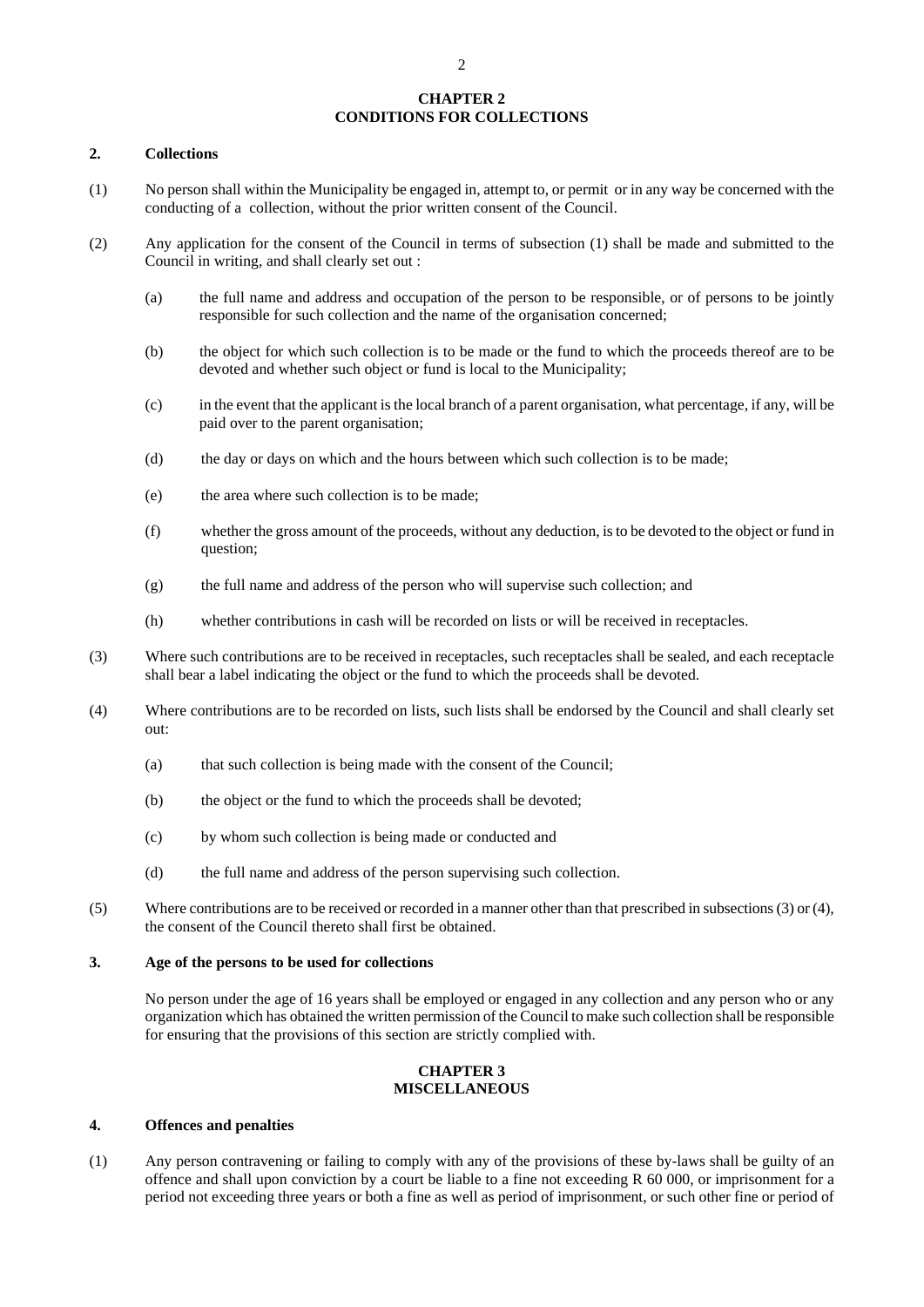## CHAPTER 2
## CONDITIONS FOR COLLECTIONS

### 2. Collections

(1) No person shall within the Municipality be engaged in, attempt to, or permit or in any way be concerned with the conducting of a collection, without the prior written consent of the Council.

(2) Any application for the consent of the Council in terms of subsection (1) shall be made and submitted to the Council in writing, and shall clearly set out :

(a) the full name and address and occupation of the person to be responsible, or of persons to be jointly responsible for such collection and the name of the organisation concerned;

(b) the object for which such collection is to be made or the fund to which the proceeds thereof are to be devoted and whether such object or fund is local to the Municipality;

(c) in the event that the applicant is the local branch of a parent organisation, what percentage, if any, will be paid over to the parent organisation;

(d) the day or days on which and the hours between which such collection is to be made;

(e) the area where such collection is to be made;

(f) whether the gross amount of the proceeds, without any deduction, is to be devoted to the object or fund in question;

(g) the full name and address of the person who will supervise such collection; and

(h) whether contributions in cash will be recorded on lists or will be received in receptacles.

(3) Where such contributions are to be received in receptacles, such receptacles shall be sealed, and each receptacle shall bear a label indicating the object or the fund to which the proceeds shall be devoted.

(4) Where contributions are to be recorded on lists, such lists shall be endorsed by the Council and shall clearly set out:

(a) that such collection is being made with the consent of the Council;

(b) the object or the fund to which the proceeds shall be devoted;

(c) by whom such collection is being made or conducted and

(d) the full name and address of the person supervising such collection.

(5) Where contributions are to be received or recorded in a manner other than that prescribed in subsections (3) or (4), the consent of the Council thereto shall first be obtained.

### 3. Age of the persons to be used for collections

No person under the age of 16 years shall be employed or engaged in any collection and any person who or any organization which has obtained the written permission of the Council to make such collection shall be responsible for ensuring that the provisions of this section are strictly complied with.

## CHAPTER 3
## MISCELLANEOUS

### 4. Offences and penalties

(1) Any person contravening or failing to comply with any of the provisions of these by-laws shall be guilty of an offence and shall upon conviction by a court be liable to a fine not exceeding R 60 000, or imprisonment for a period not exceeding three years or both a fine as well as period of imprisonment, or such other fine or period of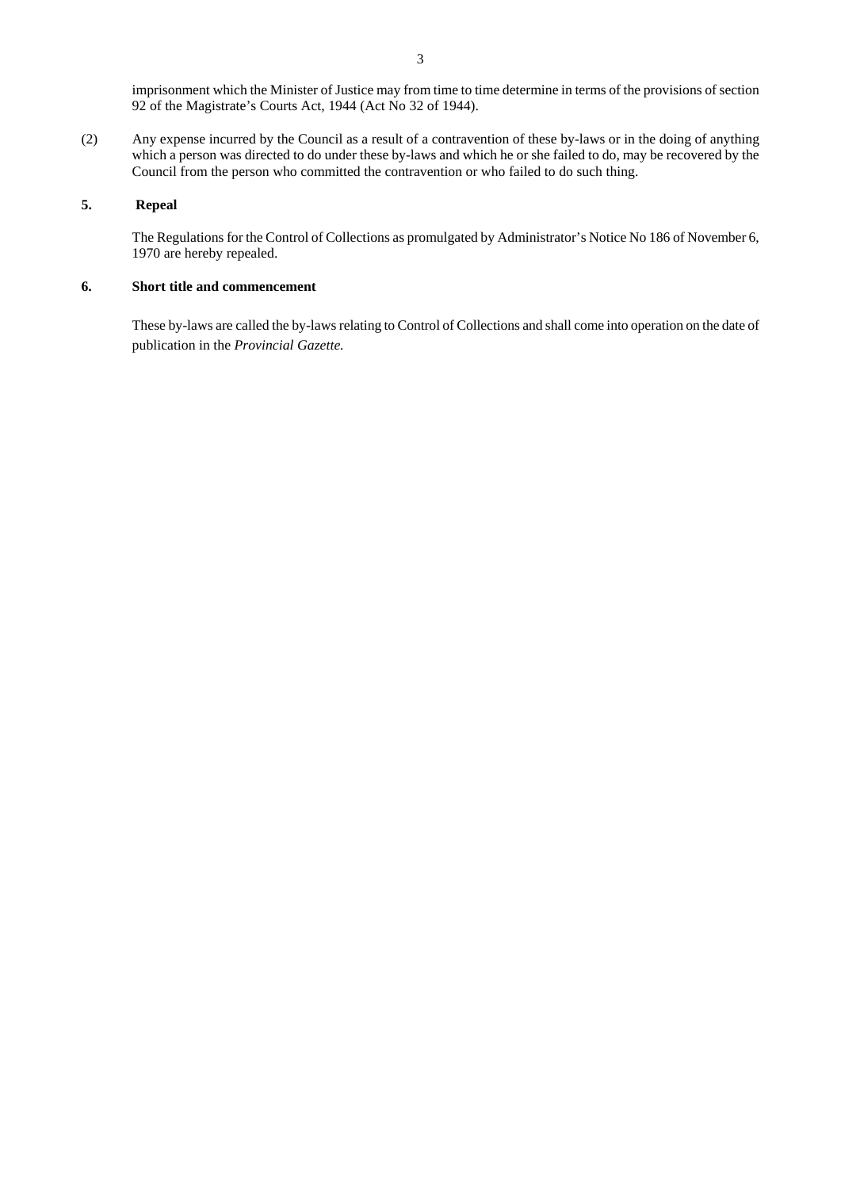imprisonment which the Minister of Justice may from time to time determine in terms of the provisions of section 92 of the Magistrate's Courts Act, 1944 (Act No 32 of 1944).

(2) Any expense incurred by the Council as a result of a contravention of these by-laws or in the doing of anything which a person was directed to do under these by-laws and which he or she failed to do, may be recovered by the Council from the person who committed the contravention or who failed to do such thing.

**5. Repeal**

The Regulations for the Control of Collections as promulgated by Administrator's Notice No 186 of November 6, 1970 are hereby repealed.

**6. Short title and commencement**

These by-laws are called the by-laws relating to Control of Collections and shall come into operation on the date of publication in the *Provincial Gazette.*